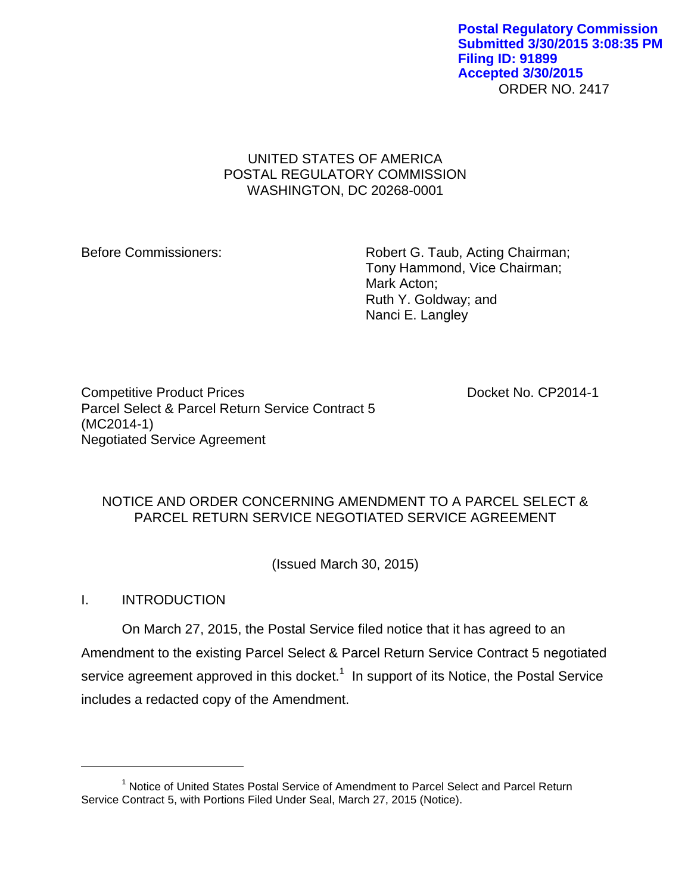**Postal Regulatory Commission**
**Submitted 3/30/2015 3:08:35 PM**
**Filing ID: 91899**
**Accepted 3/30/2015**

ORDER NO. 2417

UNITED STATES OF AMERICA
POSTAL REGULATORY COMMISSION
WASHINGTON, DC 20268-0001

Before Commissioners:

Robert G. Taub, Acting Chairman;
Tony Hammond, Vice Chairman;
Mark Acton;
Ruth Y. Goldway; and
Nanci E. Langley

Competitive Product Prices
Parcel Select & Parcel Return Service Contract 5
(MC2014-1)
Negotiated Service Agreement

Docket No. CP2014-1

NOTICE AND ORDER CONCERNING AMENDMENT TO A PARCEL SELECT & PARCEL RETURN SERVICE NEGOTIATED SERVICE AGREEMENT

(Issued March 30, 2015)

## I. INTRODUCTION

On March 27, 2015, the Postal Service filed notice that it has agreed to an Amendment to the existing Parcel Select & Parcel Return Service Contract 5 negotiated service agreement approved in this docket.[1] In support of its Notice, the Postal Service includes a redacted copy of the Amendment.

---

[1] Notice of United States Postal Service of Amendment to Parcel Select and Parcel Return Service Contract 5, with Portions Filed Under Seal, March 27, 2015 (Notice).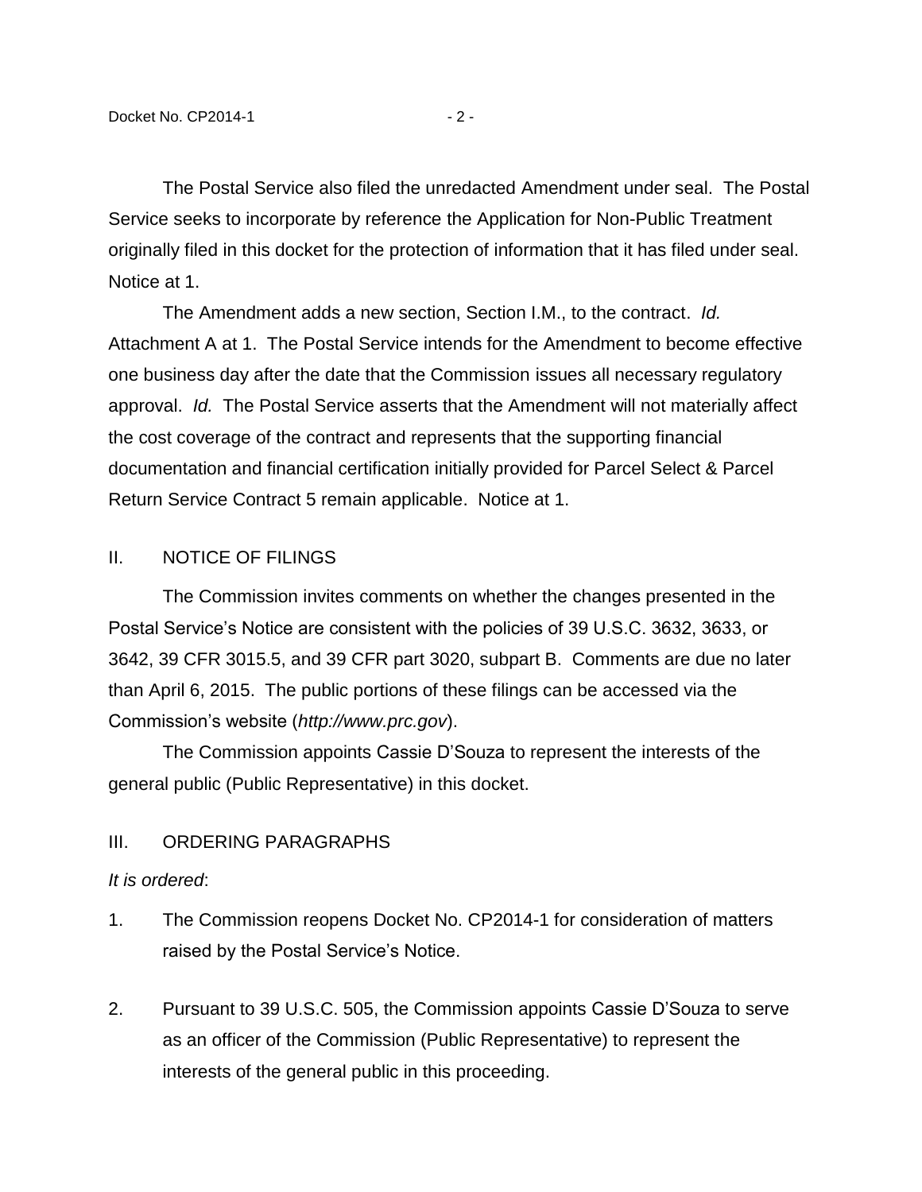The Postal Service also filed the unredacted Amendment under seal. The Postal Service seeks to incorporate by reference the Application for Non-Public Treatment originally filed in this docket for the protection of information that it has filed under seal. Notice at 1.

The Amendment adds a new section, Section I.M., to the contract. *Id.* Attachment A at 1. The Postal Service intends for the Amendment to become effective one business day after the date that the Commission issues all necessary regulatory approval. *Id.* The Postal Service asserts that the Amendment will not materially affect the cost coverage of the contract and represents that the supporting financial documentation and financial certification initially provided for Parcel Select & Parcel Return Service Contract 5 remain applicable. Notice at 1.

## II. NOTICE OF FILINGS

The Commission invites comments on whether the changes presented in the Postal Service's Notice are consistent with the policies of 39 U.S.C. 3632, 3633, or 3642, 39 CFR 3015.5, and 39 CFR part 3020, subpart B. Comments are due no later than April 6, 2015. The public portions of these filings can be accessed via the Commission's website (*http://www.prc.gov*).

The Commission appoints Cassie D'Souza to represent the interests of the general public (Public Representative) in this docket.

## III. ORDERING PARAGRAPHS

*It is ordered*:

1. The Commission reopens Docket No. CP2014-1 for consideration of matters raised by the Postal Service's Notice.

2. Pursuant to 39 U.S.C. 505, the Commission appoints Cassie D'Souza to serve as an officer of the Commission (Public Representative) to represent the interests of the general public in this proceeding.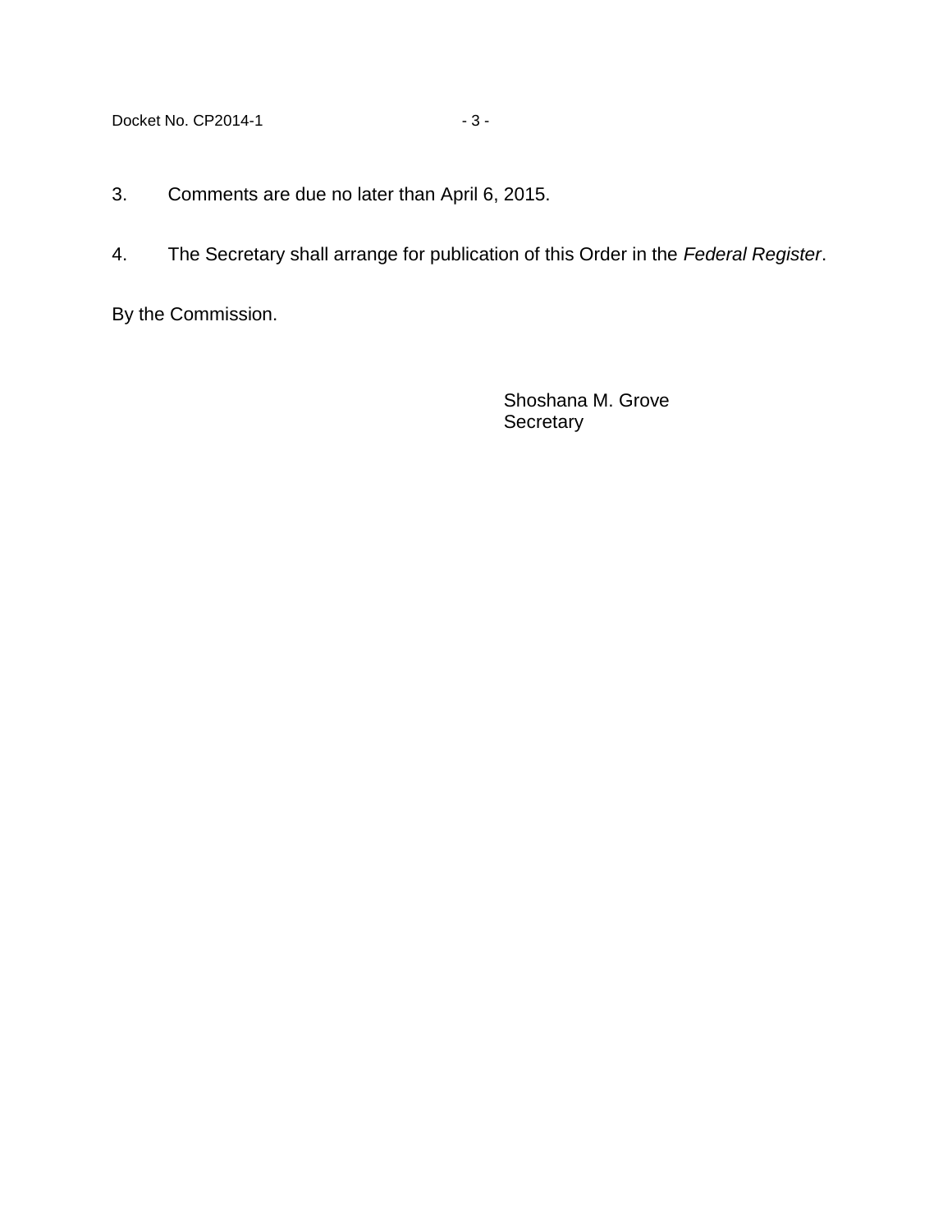3. Comments are due no later than April 6, 2015.

4. The Secretary shall arrange for publication of this Order in the *Federal Register*.

By the Commission.

Shoshana M. Grove
Secretary